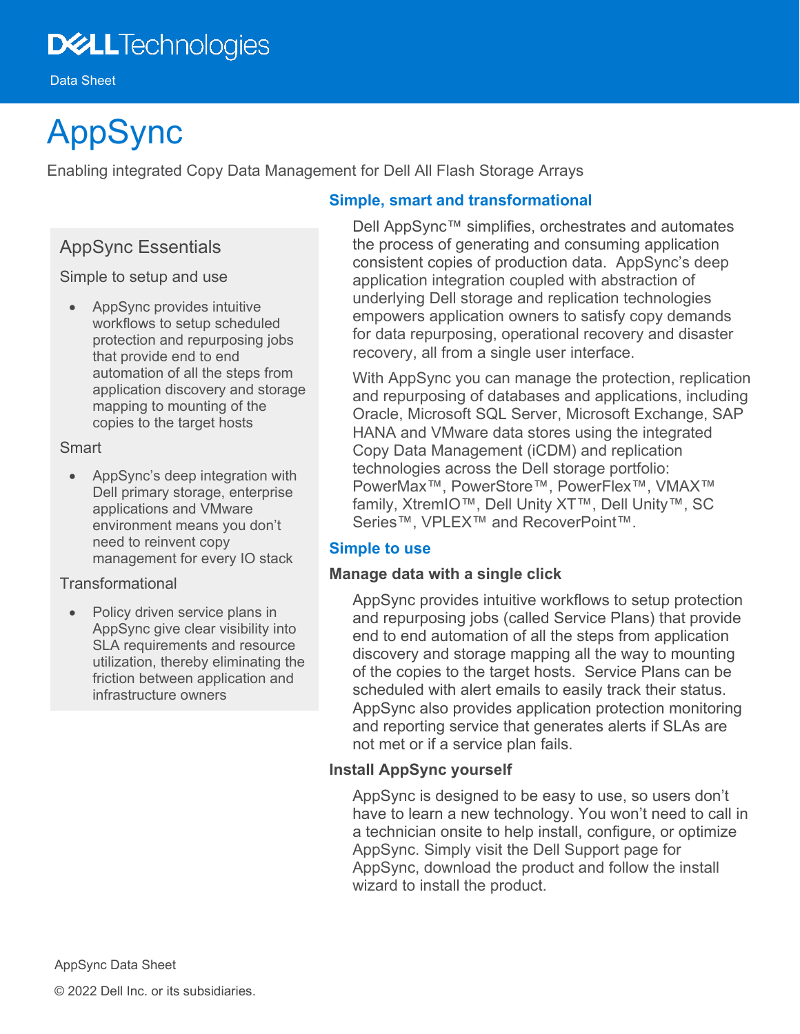Data Sheet

# AppSync

Enabling integrated Copy Data Management for Dell All Flash Storage Arrays

## AppSync Essentials

### Simple to setup and use

- AppSync provides intuitive workflows to setup scheduled protection and repurposing jobs that provide end to end automation of all the steps from application discovery and storage mapping to mounting of the copies to the target hosts

### Smart

- AppSync's deep integration with Dell primary storage, enterprise applications and VMware environment means you don't need to reinvent copy management for every IO stack

### Transformational

- Policy driven service plans in AppSync give clear visibility into SLA requirements and resource utilization, thereby eliminating the friction between application and infrastructure owners

## Simple, smart and transformational

Dell AppSync™ simplifies, orchestrates and automates the process of generating and consuming application consistent copies of production data. AppSync's deep application integration coupled with abstraction of underlying Dell storage and replication technologies empowers application owners to satisfy copy demands for data repurposing, operational recovery and disaster recovery, all from a single user interface.

With AppSync you can manage the protection, replication and repurposing of databases and applications, including Oracle, Microsoft SQL Server, Microsoft Exchange, SAP HANA and VMware data stores using the integrated Copy Data Management (iCDM) and replication technologies across the Dell storage portfolio: PowerMax™, PowerStore™, PowerFlex™, VMAX™ family, XtremIO™, Dell Unity XT™, Dell Unity™, SC Series™, VPLEX™ and RecoverPoint™.

## Simple to use

### Manage data with a single click

AppSync provides intuitive workflows to setup protection and repurposing jobs (called Service Plans) that provide end to end automation of all the steps from application discovery and storage mapping all the way to mounting of the copies to the target hosts. Service Plans can be scheduled with alert emails to easily track their status. AppSync also provides application protection monitoring and reporting service that generates alerts if SLAs are not met or if a service plan fails.

### Install AppSync yourself

AppSync is designed to be easy to use, so users don't have to learn a new technology. You won't need to call in a technician onsite to help install, configure, or optimize AppSync. Simply visit the Dell Support page for AppSync, download the product and follow the install wizard to install the product.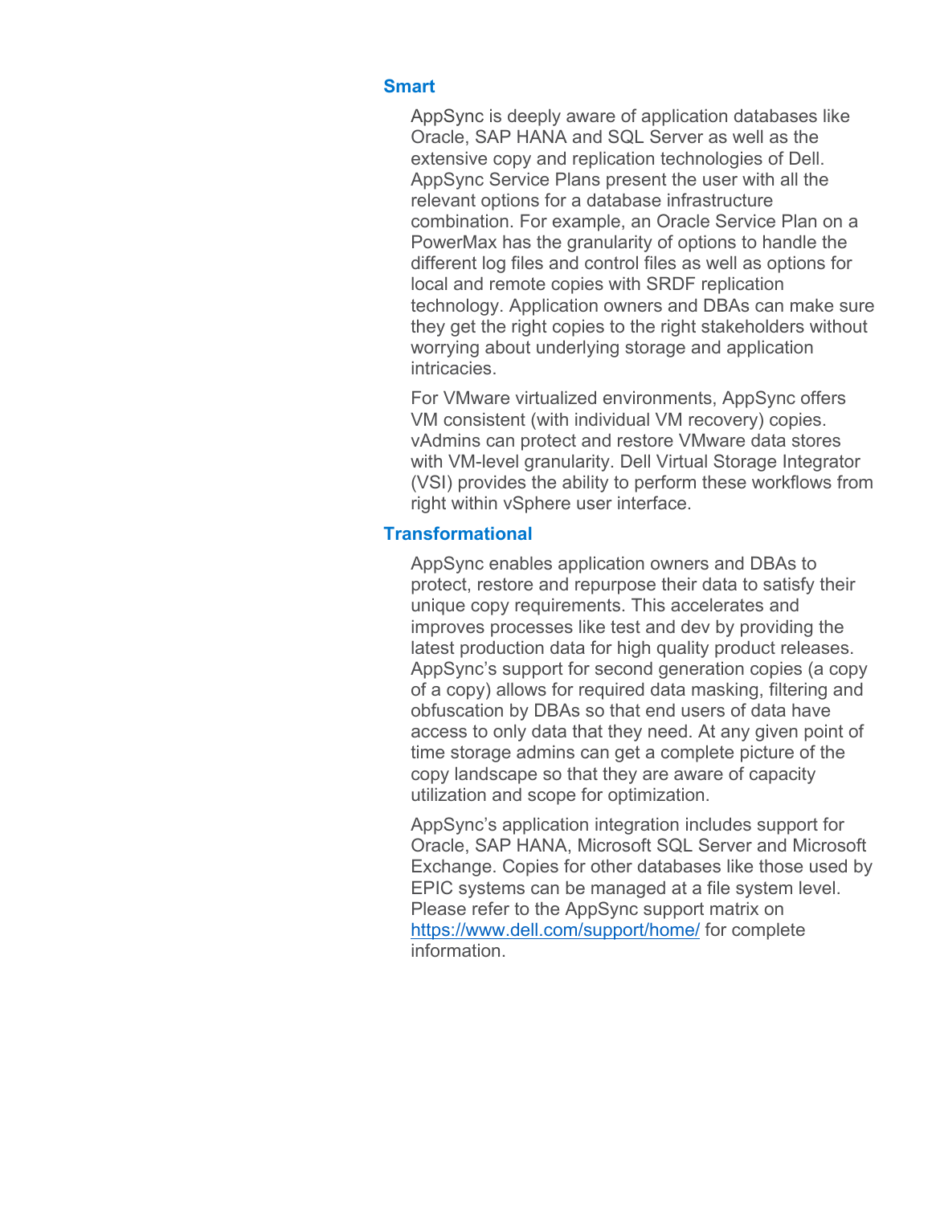## Smart

AppSync is deeply aware of application databases like Oracle, SAP HANA and SQL Server as well as the extensive copy and replication technologies of Dell. AppSync Service Plans present the user with all the relevant options for a database infrastructure combination. For example, an Oracle Service Plan on a PowerMax has the granularity of options to handle the different log files and control files as well as options for local and remote copies with SRDF replication technology. Application owners and DBAs can make sure they get the right copies to the right stakeholders without worrying about underlying storage and application intricacies.

For VMware virtualized environments, AppSync offers VM consistent (with individual VM recovery) copies. vAdmins can protect and restore VMware data stores with VM-level granularity. Dell Virtual Storage Integrator (VSI) provides the ability to perform these workflows from right within vSphere user interface.

## Transformational

AppSync enables application owners and DBAs to protect, restore and repurpose their data to satisfy their unique copy requirements. This accelerates and improves processes like test and dev by providing the latest production data for high quality product releases. AppSync's support for second generation copies (a copy of a copy) allows for required data masking, filtering and obfuscation by DBAs so that end users of data have access to only data that they need. At any given point of time storage admins can get a complete picture of the copy landscape so that they are aware of capacity utilization and scope for optimization.

AppSync's application integration includes support for Oracle, SAP HANA, Microsoft SQL Server and Microsoft Exchange. Copies for other databases like those used by EPIC systems can be managed at a file system level. Please refer to the AppSync support matrix on [https://www.dell.com/support/home/](https://www.dell.com/support/home/) for complete information.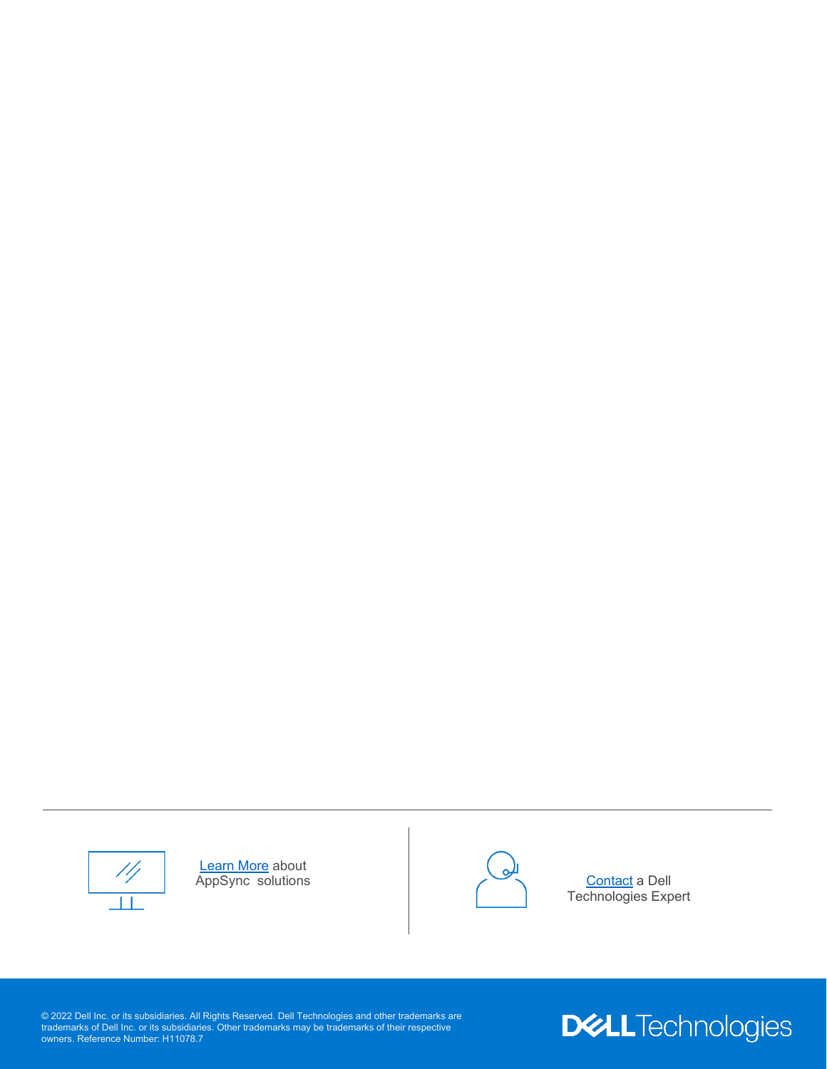Learn More about AppSync solutions

Contact a Dell Technologies Expert

© 2022 Dell Inc. or its subsidiaries. All Rights Reserved. Dell Technologies and other trademarks are trademarks of Dell Inc. or its subsidiaries. Other trademarks may be trademarks of their respective owners. Reference Number: H11078.7